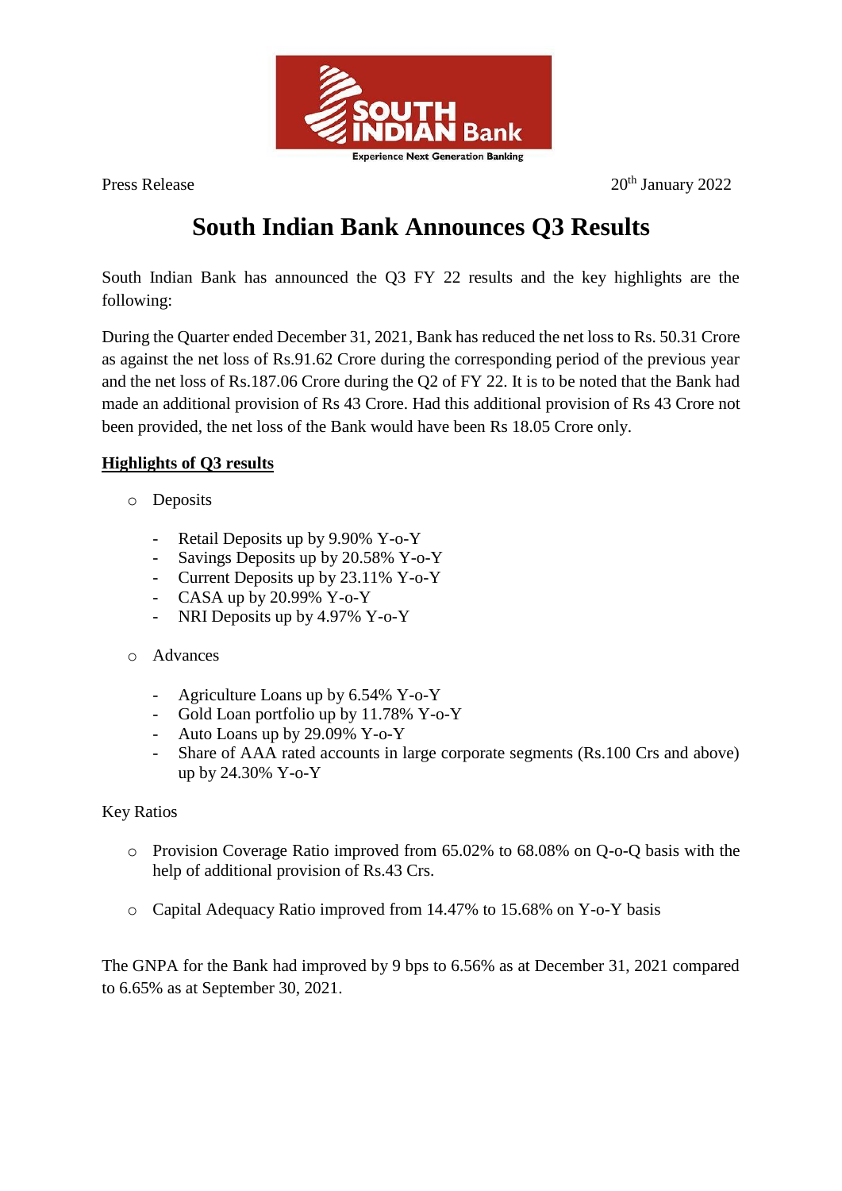Press Release 20th January 2022

# South Indian Bank Announces Q3 Results

South Indian Bank has announced the Q3 FY 22 results and the key highlights are the following:

During the Quarter ended December 31, 2021, Bank has reduced the net loss to Rs. 50.31 Crore as against the net loss of Rs.91.62 Crore during the corresponding period of the previous year and the net loss of Rs.187.06 Crore during the Q2 of FY 22. It is to be noted that the Bank had made an additional provision of Rs 43 Crore. Had this additional provision of Rs 43 Crore not been provided, the net loss of the Bank would have been Rs 18.05 Crore only.

**Highlights of Q3 results**

- Deposits
  - Retail Deposits up by 9.90% Y-o-Y
  - Savings Deposits up by 20.58% Y-o-Y
  - Current Deposits up by 23.11% Y-o-Y
  - CASA up by 20.99% Y-o-Y
  - NRI Deposits up by 4.97% Y-o-Y
- Advances
  - Agriculture Loans up by 6.54% Y-o-Y
  - Gold Loan portfolio up by 11.78% Y-o-Y
  - Auto Loans up by 29.09% Y-o-Y
  - Share of AAA rated accounts in large corporate segments (Rs.100 Crs and above) up by 24.30% Y-o-Y

Key Ratios

- Provision Coverage Ratio improved from 65.02% to 68.08% on Q-o-Q basis with the help of additional provision of Rs.43 Crs.
- Capital Adequacy Ratio improved from 14.47% to 15.68% on Y-o-Y basis

The GNPA for the Bank had improved by 9 bps to 6.56% as at December 31, 2021 compared to 6.65% as at September 30, 2021.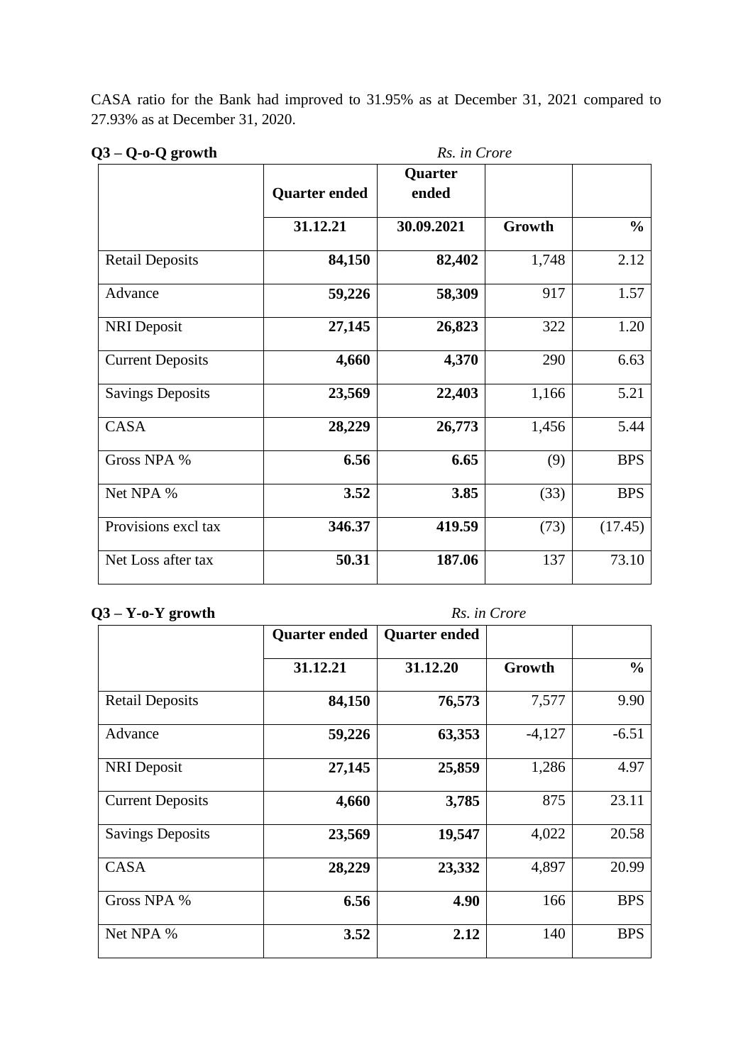CASA ratio for the Bank had improved to 31.95% as at December 31, 2021 compared to 27.93% as at December 31, 2020.

**Q3 – Q-o-Q growth** *Rs. in Crore*

| | Quarter ended | Quarter ended | | |
|---|---|---|---|---|
| | **31.12.21** | **30.09.2021** | **Growth** | **%** |
| Retail Deposits | **84,150** | **82,402** | 1,748 | 2.12 |
| Advance | **59,226** | **58,309** | 917 | 1.57 |
| NRI Deposit | **27,145** | **26,823** | 322 | 1.20 |
| Current Deposits | **4,660** | **4,370** | 290 | 6.63 |
| Savings Deposits | **23,569** | **22,403** | 1,166 | 5.21 |
| CASA | **28,229** | **26,773** | 1,456 | 5.44 |
| Gross NPA % | **6.56** | **6.65** | (9) | BPS |
| Net NPA % | **3.52** | **3.85** | (33) | BPS |
| Provisions excl tax | **346.37** | **419.59** | (73) | (17.45) |
| Net Loss after tax | **50.31** | **187.06** | 137 | 73.10 |

**Q3 – Y-o-Y growth** *Rs. in Crore*

| | Quarter ended | Quarter ended | | |
|---|---|---|---|---|
| | **31.12.21** | **31.12.20** | **Growth** | **%** |
| Retail Deposits | **84,150** | **76,573** | 7,577 | 9.90 |
| Advance | **59,226** | **63,353** | -4,127 | -6.51 |
| NRI Deposit | **27,145** | **25,859** | 1,286 | 4.97 |
| Current Deposits | **4,660** | **3,785** | 875 | 23.11 |
| Savings Deposits | **23,569** | **19,547** | 4,022 | 20.58 |
| CASA | **28,229** | **23,332** | 4,897 | 20.99 |
| Gross NPA % | **6.56** | **4.90** | 166 | BPS |
| Net NPA % | **3.52** | **2.12** | 140 | BPS |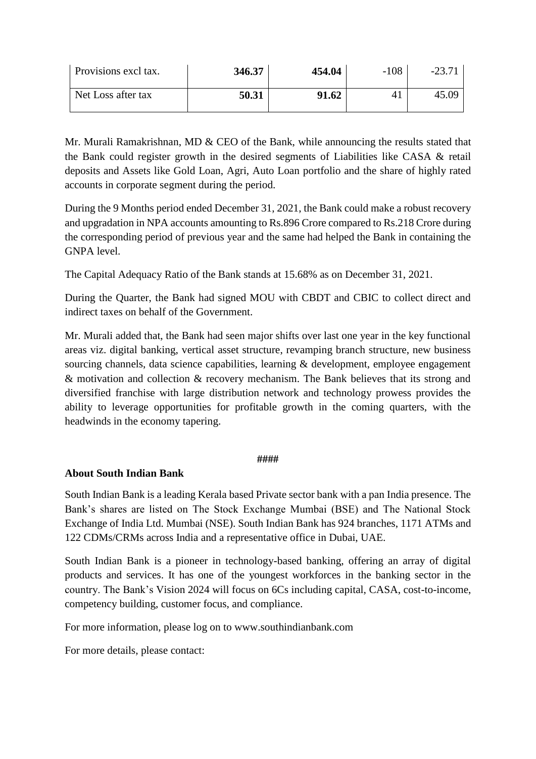| Provisions excl tax. | **346.37** | **454.04** | -108 | -23.71 |
|---|---|---|---|---|
| Net Loss after tax | **50.31** | **91.62** | 41 | 45.09 |

Mr. Murali Ramakrishnan, MD & CEO of the Bank, while announcing the results stated that the Bank could register growth in the desired segments of Liabilities like CASA & retail deposits and Assets like Gold Loan, Agri, Auto Loan portfolio and the share of highly rated accounts in corporate segment during the period.

During the 9 Months period ended December 31, 2021, the Bank could make a robust recovery and upgradation in NPA accounts amounting to Rs.896 Crore compared to Rs.218 Crore during the corresponding period of previous year and the same had helped the Bank in containing the GNPA level.

The Capital Adequacy Ratio of the Bank stands at 15.68% as on December 31, 2021.

During the Quarter, the Bank had signed MOU with CBDT and CBIC to collect direct and indirect taxes on behalf of the Government.

Mr. Murali added that, the Bank had seen major shifts over last one year in the key functional areas viz. digital banking, vertical asset structure, revamping branch structure, new business sourcing channels, data science capabilities, learning & development, employee engagement & motivation and collection & recovery mechanism. The Bank believes that its strong and diversified franchise with large distribution network and technology prowess provides the ability to leverage opportunities for profitable growth in the coming quarters, with the headwinds in the economy tapering.

**####**

**About South Indian Bank**

South Indian Bank is a leading Kerala based Private sector bank with a pan India presence. The Bank's shares are listed on The Stock Exchange Mumbai (BSE) and The National Stock Exchange of India Ltd. Mumbai (NSE). South Indian Bank has 924 branches, 1171 ATMs and 122 CDMs/CRMs across India and a representative office in Dubai, UAE.

South Indian Bank is a pioneer in technology-based banking, offering an array of digital products and services. It has one of the youngest workforces in the banking sector in the country. The Bank's Vision 2024 will focus on 6Cs including capital, CASA, cost-to-income, competency building, customer focus, and compliance.

For more information, please log on to www.southindianbank.com

For more details, please contact: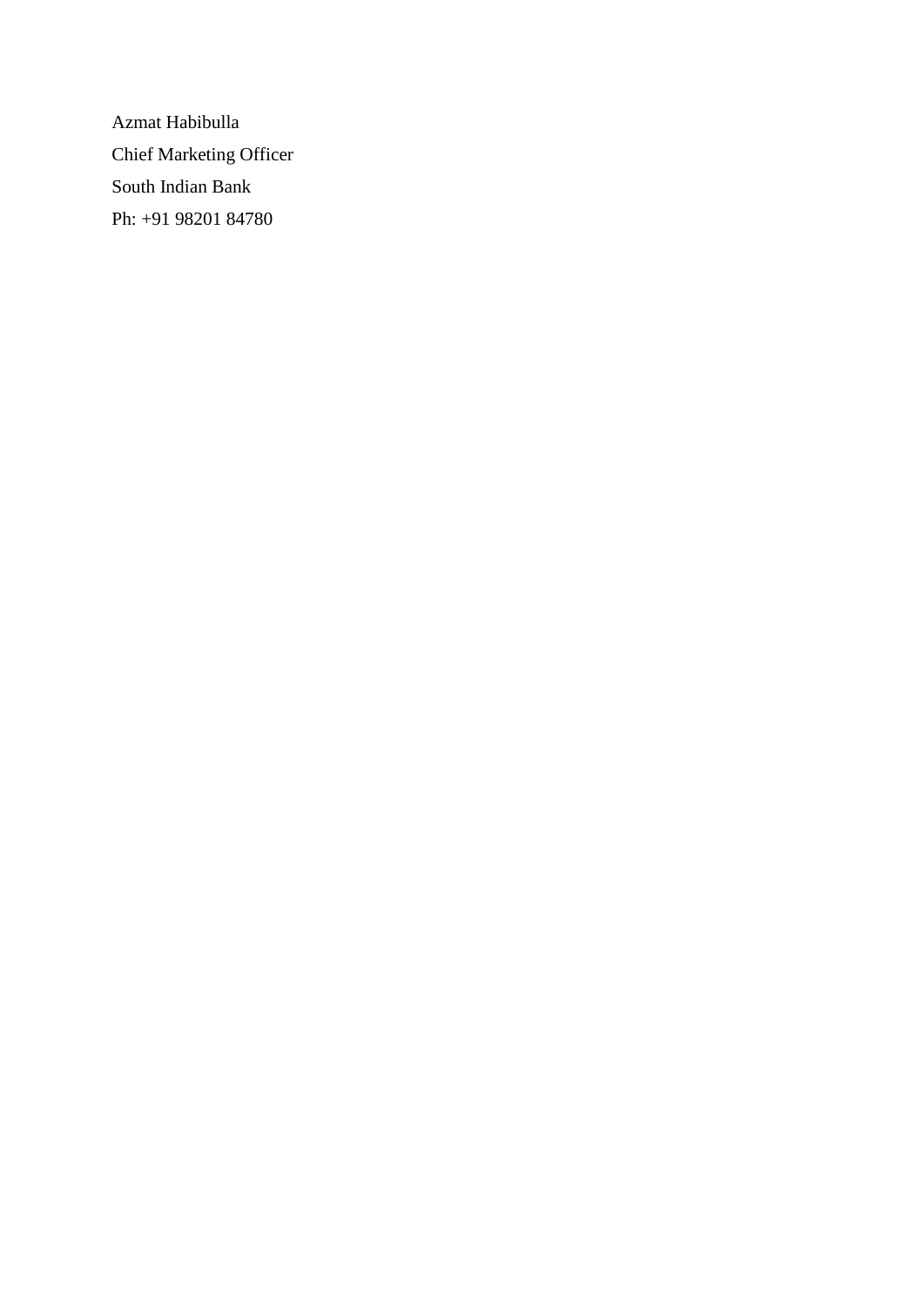Azmat Habibulla

Chief Marketing Officer

South Indian Bank

Ph: +91 98201 84780